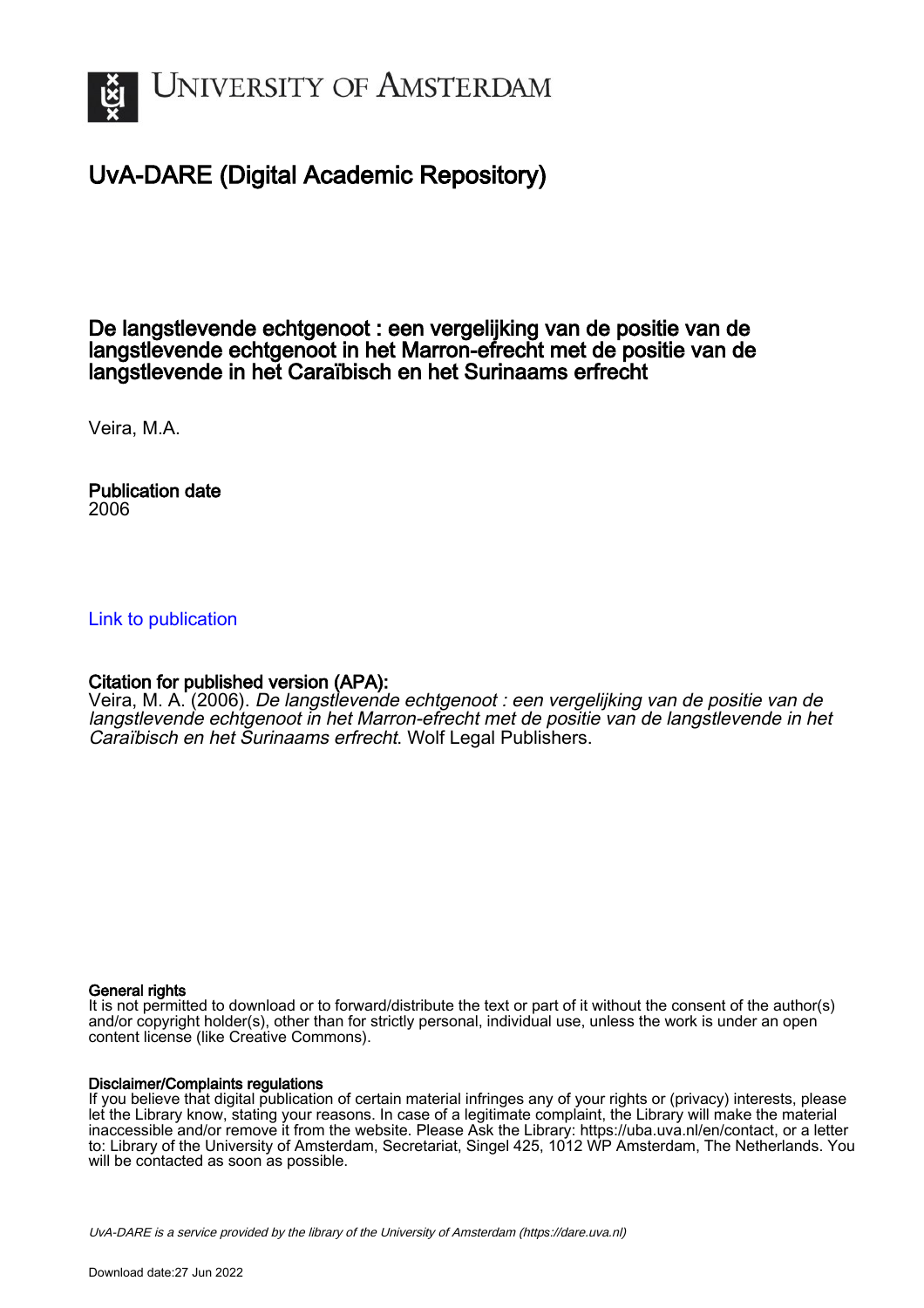# UvA-DARE (Digital Academic Repository)

## De langstlevende echtgenoot : een vergelijking van de positie van de langstlevende echtgenoot in het Marron-efrecht met de positie van de langstlevende in het Caraïbisch en het Surinaams erfrecht

Veira, M.A.

**Publication date**
2006

Link to publication

**Citation for published version (APA):**
Veira, M. A. (2006). *De langstlevende echtgenoot : een vergelijking van de positie van de langstlevende echtgenoot in het Marron-efrecht met de positie van de langstlevende in het Caraïbisch en het Surinaams erfrecht*. Wolf Legal Publishers.

**General rights**
It is not permitted to download or to forward/distribute the text or part of it without the consent of the author(s) and/or copyright holder(s), other than for strictly personal, individual use, unless the work is under an open content license (like Creative Commons).

**Disclaimer/Complaints regulations**
If you believe that digital publication of certain material infringes any of your rights or (privacy) interests, please let the Library know, stating your reasons. In case of a legitimate complaint, the Library will make the material inaccessible and/or remove it from the website. Please Ask the Library: https://uba.uva.nl/en/contact, or a letter to: Library of the University of Amsterdam, Secretariat, Singel 425, 1012 WP Amsterdam, The Netherlands. You will be contacted as soon as possible.

UvA-DARE is a service provided by the library of the University of Amsterdam (https://dare.uva.nl)

Download date:27 Jun 2022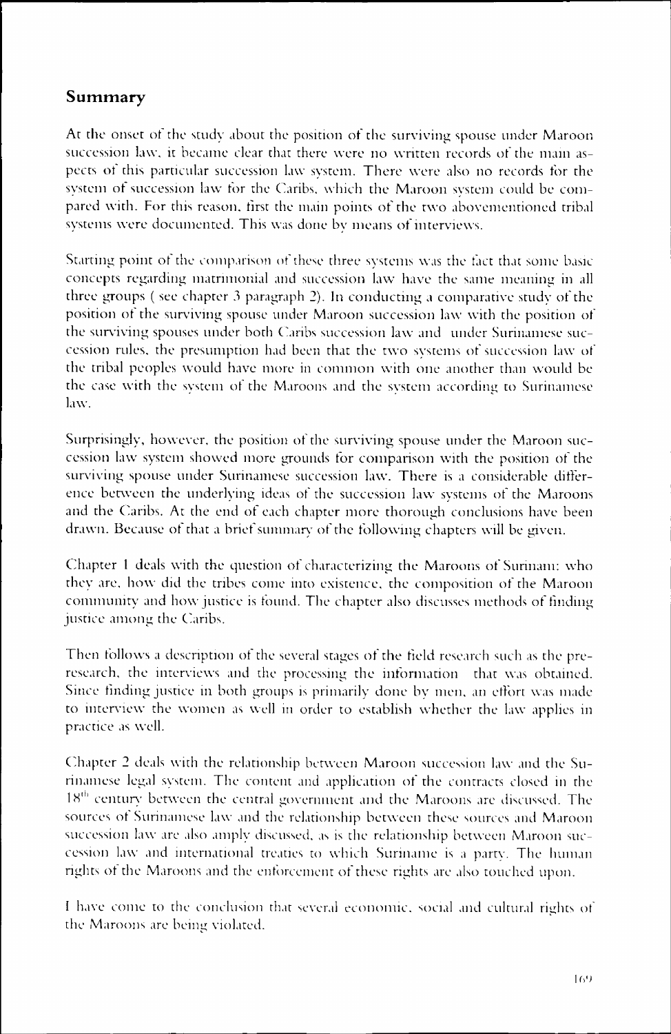## Summary

At the onset of the study about the position of the surviving spouse under Maroon succession law, it became clear that there were no written records of the main aspects of this particular succession law system. There were also no records for the system of succession law for the Caribs, which the Maroon system could be compared with. For this reason, first the main points of the two abovementioned tribal systems were documented. This was done by means of interviews.

Starting point of the comparison of these three systems was the fact that some basic concepts regarding matrimonial and succession law have the same meaning in all three groups ( see chapter 3 paragraph 2). In conducting a comparative study of the position of the surviving spouse under Maroon succession law with the position of the surviving spouses under both Caribs succession law and under Surinamese succession rules, the presumption had been that the two systems of succession law of the tribal peoples would have more in common with one another than would be the case with the system of the Maroons and the system according to Surinamese law.

Surprisingly, however, the position of the surviving spouse under the Maroon succession law system showed more grounds for comparison with the position of the surviving spouse under Surinamese succession law. There is a considerable difference between the underlying ideas of the succession law systems of the Maroons and the Caribs. At the end of each chapter more thorough conclusions have been drawn. Because of that a brief summary of the following chapters will be given.

Chapter 1 deals with the question of characterizing the Maroons of Surinam: who they are, how did the tribes come into existence, the composition of the Maroon community and how justice is found. The chapter also discusses methods of finding justice among the Caribs.

Then follows a description of the several stages of the field research such as the pre-research, the interviews and the processing the information that was obtained. Since finding justice in both groups is primarily done by men, an effort was made to interview the women as well in order to establish whether the law applies in practice as well.

Chapter 2 deals with the relationship between Maroon succession law and the Surinamese legal system. The content and application of the contracts closed in the 18th century between the central government and the Maroons are discussed. The sources of Surinamese law and the relationship between these sources and Maroon succession law are also amply discussed, as is the relationship between Maroon succession law and international treaties to which Suriname is a party. The human rights of the Maroons and the enforcement of these rights are also touched upon.

I have come to the conclusion that several economic, social and cultural rights of the Maroons are being violated.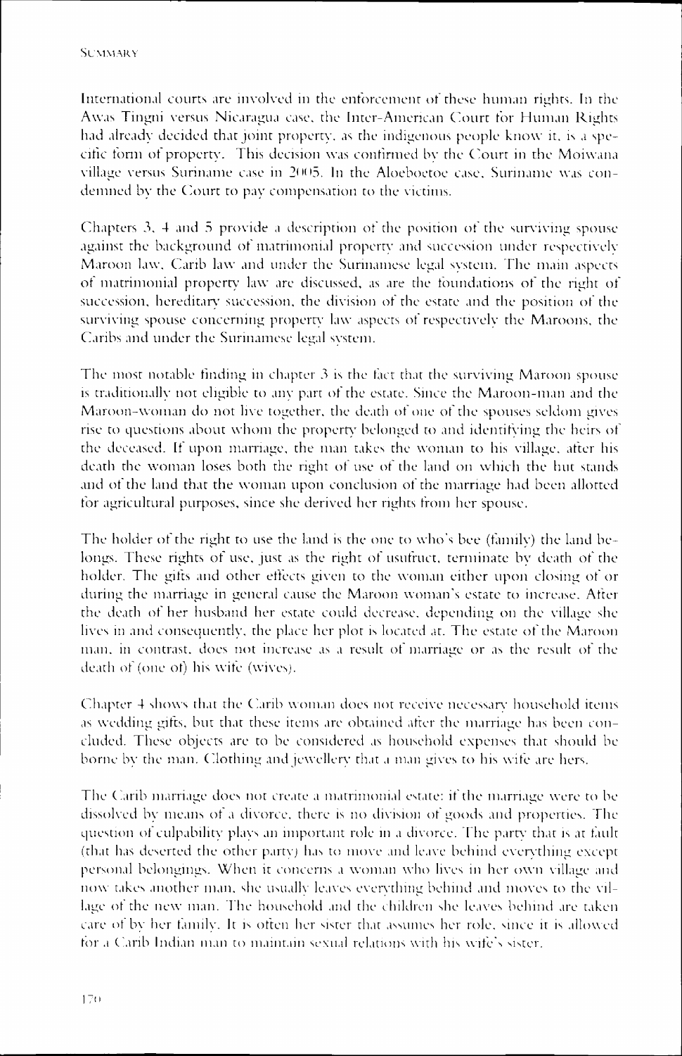International courts are involved in the enforcement of these human rights. In the Awas Tingni versus Nicaragua case, the Inter-American Court for Human Rights had already decided that joint property, as the indigenous people know it, is a specific form of property. This decision was confirmed by the Court in the Moiwana village versus Suriname case in 2005. In the Aloeboetoe case, Suriname was condemned by the Court to pay compensation to the victims.

Chapters 3, 4 and 5 provide a description of the position of the surviving spouse against the background of matrimonial property and succession under respectively Maroon law, Carib law and under the Surinamese legal system. The main aspects of matrimonial property law are discussed, as are the foundations of the right of succession, hereditary succession, the division of the estate and the position of the surviving spouse concerning property law aspects of respectively the Maroons, the Caribs and under the Surinamese legal system.

The most notable finding in chapter 3 is the fact that the surviving Maroon spouse is traditionally not eligible to any part of the estate. Since the Maroon-man and the Maroon-woman do not live together, the death of one of the spouses seldom gives rise to questions about whom the property belonged to and identifying the heirs of the deceased. If upon marriage, the man takes the woman to his village, after his death the woman loses both the right of use of the land on which the hut stands and of the land that the woman upon conclusion of the marriage had been allotted for agricultural purposes, since she derived her rights from her spouse.

The holder of the right to use the land is the one to who's bee (family) the land belongs. These rights of use, just as the right of usufruct, terminate by death of the holder. The gifts and other effects given to the woman either upon closing of or during the marriage in general cause the Maroon woman's estate to increase. After the death of her husband her estate could decrease, depending on the village she lives in and consequently, the place her plot is located at. The estate of the Maroon man, in contrast, does not increase as a result of marriage or as the result of the death of (one of) his wife (wives).

Chapter 4 shows that the Carib woman does not receive necessary household items as wedding gifts, but that these items are obtained after the marriage has been concluded. These objects are to be considered as household expenses that should be borne by the man. Clothing and jewellery that a man gives to his wife are hers.

The Carib marriage does not create a matrimonial estate: if the marriage were to be dissolved by means of a divorce, there is no division of goods and properties. The question of culpability plays an important role in a divorce. The party that is at fault (that has deserted the other party) has to move and leave behind everything except personal belongings. When it concerns a woman who lives in her own village and now takes another man, she usually leaves everything behind and moves to the village of the new man. The household and the children she leaves behind are taken care of by her family. It is often her sister that assumes her role, since it is allowed for a Carib Indian man to maintain sexual relations with his wife's sister.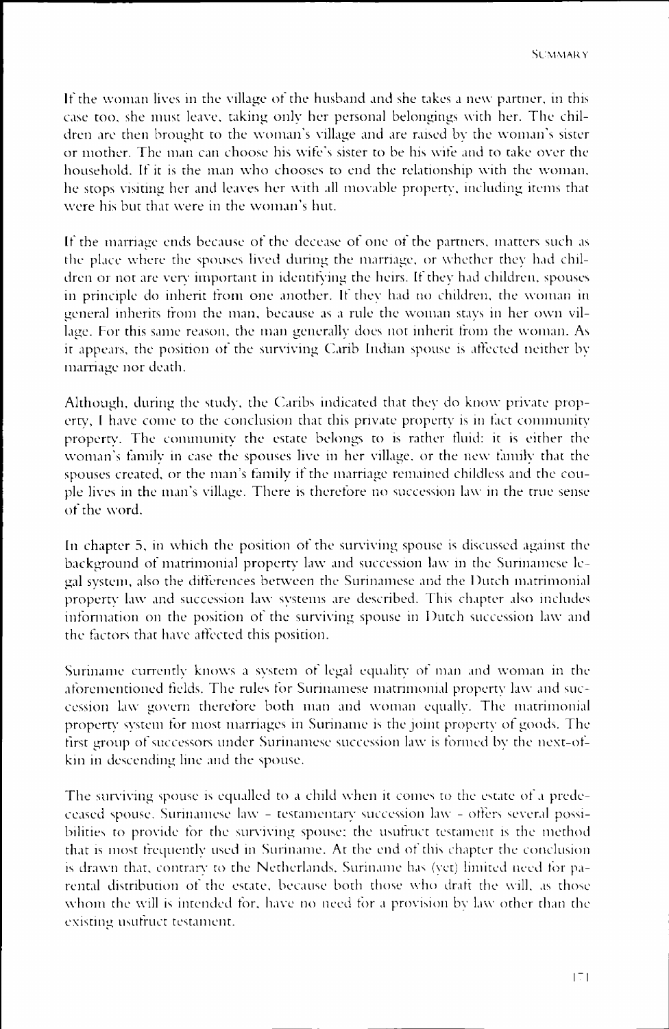If the woman lives in the village of the husband and she takes a new partner, in this case too, she must leave, taking only her personal belongings with her. The children are then brought to the woman's village and are raised by the woman's sister or mother. The man can choose his wife's sister to be his wife and to take over the household. If it is the man who chooses to end the relationship with the woman, he stops visiting her and leaves her with all movable property, including items that were his but that were in the woman's hut.

If the marriage ends because of the decease of one of the partners, matters such as the place where the spouses lived during the marriage, or whether they had children or not are very important in identifying the heirs. If they had children, spouses in principle do inherit from one another. If they had no children, the woman in general inherits from the man, because as a rule the woman stays in her own village. For this same reason, the man generally does not inherit from the woman. As it appears, the position of the surviving Carib Indian spouse is affected neither by marriage nor death.

Although, during the study, the Caribs indicated that they do know private property, I have come to the conclusion that this private property is in fact community property. The community the estate belongs to is rather fluid: it is either the woman's family in case the spouses live in her village, or the new family that the spouses created, or the man's family if the marriage remained childless and the couple lives in the man's village. There is therefore no succession law in the true sense of the word.

In chapter 5, in which the position of the surviving spouse is discussed against the background of matrimonial property law and succession law in the Surinamese legal system, also the differences between the Surinamese and the Dutch matrimonial property law and succession law systems are described. This chapter also includes information on the position of the surviving spouse in Dutch succession law and the factors that have affected this position.

Suriname currently knows a system of legal equality of man and woman in the aforementioned fields. The rules for Surinamese matrimonial property law and succession law govern therefore both man and woman equally. The matrimonial property system for most marriages in Suriname is the joint property of goods. The first group of successors under Surinamese succession law is formed by the next-of-kin in descending line and the spouse.

The surviving spouse is equalled to a child when it comes to the estate of a predeceased spouse. Surinamese law - testamentary succession law - offers several possibilities to provide for the surviving spouse; the usufruct testament is the method that is most frequently used in Suriname. At the end of this chapter the conclusion is drawn that, contrary to the Netherlands, Suriname has (yet) limited need for parental distribution of the estate, because both those who draft the will, as those whom the will is intended for, have no need for a provision by law other than the existing usufruct testament.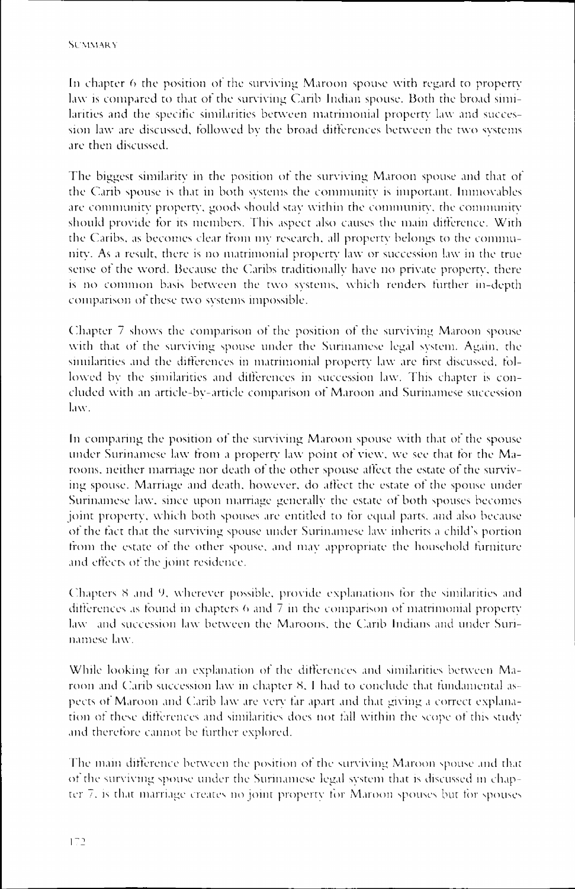In chapter 6 the position of the surviving Maroon spouse with regard to property law is compared to that of the surviving Carib Indian spouse. Both the broad similarities and the specific similarities between matrimonial property law and succession law are discussed, followed by the broad differences between the two systems are then discussed.

The biggest similarity in the position of the surviving Maroon spouse and that of the Carib spouse is that in both systems the community is important. Immovables are community property, goods should stay within the community, the community should provide for its members. This aspect also causes the main difference. With the Caribs, as becomes clear from my research, all property belongs to the community. As a result, there is no matrimonial property law or succession law in the true sense of the word. Because the Caribs traditionally have no private property, there is no common basis between the two systems, which renders further in-depth comparison of these two systems impossible.

Chapter 7 shows the comparison of the position of the surviving Maroon spouse with that of the surviving spouse under the Surinamese legal system. Again, the similarities and the differences in matrimonial property law are first discussed, followed by the similarities and differences in succession law. This chapter is concluded with an article-by-article comparison of Maroon and Surinamese succession law.

In comparing the position of the surviving Maroon spouse with that of the spouse under Surinamese law from a property law point of view, we see that for the Maroons, neither marriage nor death of the other spouse affect the estate of the surviving spouse. Marriage and death, however, do affect the estate of the spouse under Surinamese law, since upon marriage generally the estate of both spouses becomes joint property, which both spouses are entitled to for equal parts, and also because of the fact that the surviving spouse under Surinamese law inherits a child's portion from the estate of the other spouse, and may appropriate the household furniture and effects of the joint residence.

Chapters 8 and 9, wherever possible, provide explanations for the similarities and differences as found in chapters 6 and 7 in the comparison of matrimonial property law and succession law between the Maroons, the Carib Indians and under Surinamese law.

While looking for an explanation of the differences and similarities between Maroon and Carib succession law in chapter 8, I had to conclude that fundamental aspects of Maroon and Carib law are very far apart and that giving a correct explanation of these differences and similarities does not fall within the scope of this study and therefore cannot be further explored.

The main difference between the position of the surviving Maroon spouse and that of the surviving spouse under the Surinamese legal system that is discussed in chapter 7, is that marriage creates no joint property for Maroon spouses but for spouses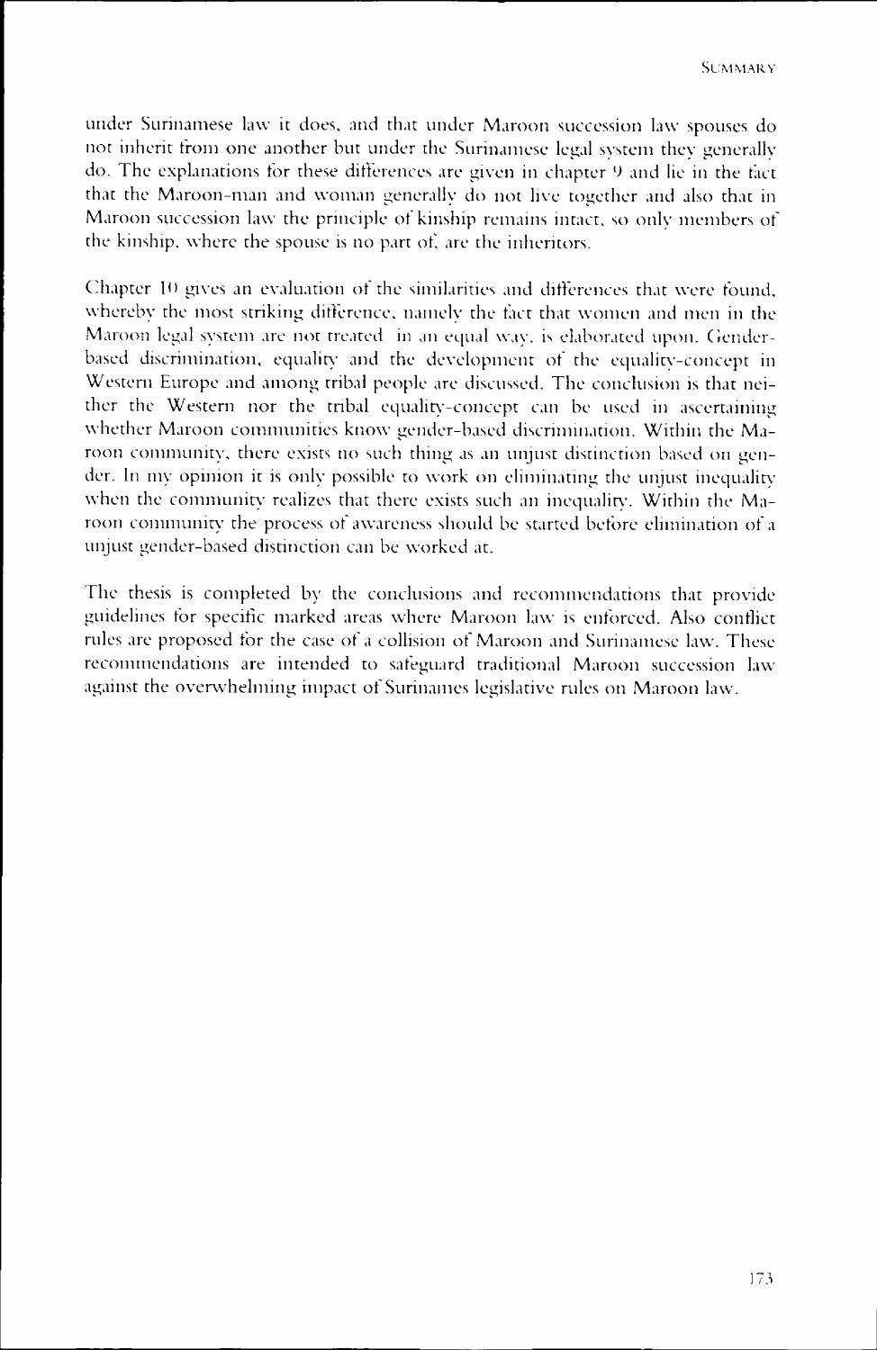under Surinamese law it does, and that under Maroon succession law spouses do not inherit from one another but under the Surinamese legal system they generally do. The explanations for these differences are given in chapter 9 and lie in the fact that the Maroon-man and woman generally do not live together and also that in Maroon succession law the principle of kinship remains intact, so only members of the kinship, where the spouse is no part of, are the inheritors.

Chapter 10 gives an evaluation of the similarities and differences that were found, whereby the most striking difference, namely the fact that women and men in the Maroon legal system are not treated in an equal way, is elaborated upon. Gender-based discrimination, equality and the development of the equality-concept in Western Europe and among tribal people are discussed. The conclusion is that neither the Western nor the tribal equality-concept can be used in ascertaining whether Maroon communities know gender-based discrimination. Within the Maroon community, there exists no such thing as an unjust distinction based on gender. In my opinion it is only possible to work on eliminating the unjust inequality when the community realizes that there exists such an inequality. Within the Maroon community the process of awareness should be started before elimination of a unjust gender-based distinction can be worked at.

The thesis is completed by the conclusions and recommendations that provide guidelines for specific marked areas where Maroon law is enforced. Also conflict rules are proposed for the case of a collision of Maroon and Surinamese law. These recommendations are intended to safeguard traditional Maroon succession law against the overwhelming impact of Surinames legislative rules on Maroon law.